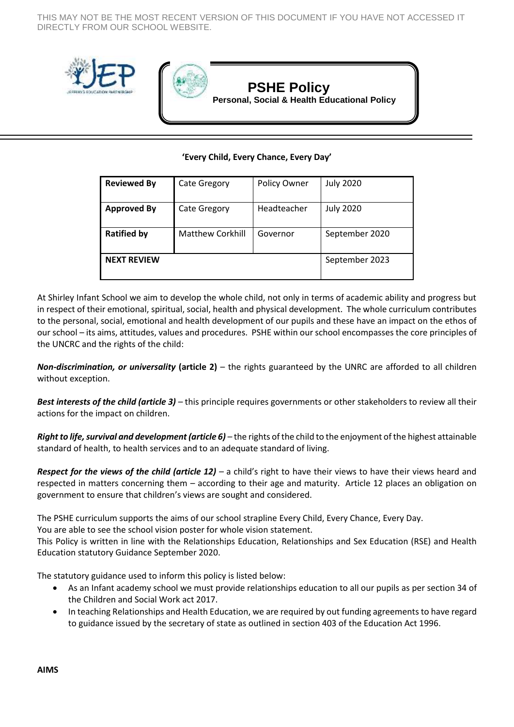THIS MAY NOT BE THE MOST RECENT VERSION OF THIS DOCUMENT IF YOU HAVE NOT ACCESSED IT DIRECTLY FROM OUR SCHOOL WEBSITE.

# PSHE Policy

**Personal, Social & Health Educational Policy**

**'Every Child, Every Chance, Every Day'**

| **Reviewed By** | Cate Gregory | Policy Owner | July 2020 |
|---|---|---|---|
| **Approved By** | Cate Gregory | Headteacher | July 2020 |
| **Ratified by** | Matthew Corkhill | Governor | September 2020 |
| **NEXT REVIEW** | | | September 2023 |

At Shirley Infant School we aim to develop the whole child, not only in terms of academic ability and progress but in respect of their emotional, spiritual, social, health and physical development. The whole curriculum contributes to the personal, social, emotional and health development of our pupils and these have an impact on the ethos of our school – its aims, attitudes, values and procedures. PSHE within our school encompasses the core principles of the UNCRC and the rights of the child:

***Non-discrimination, or universality*** **(article 2)** – the rights guaranteed by the UNRC are afforded to all children without exception.

***Best interests of the child (article 3)*** – this principle requires governments or other stakeholders to review all their actions for the impact on children.

***Right to life, survival and development (article 6)*** – the rights of the child to the enjoyment of the highest attainable standard of health, to health services and to an adequate standard of living.

***Respect for the views of the child (article 12)*** – a child's right to have their views to have their views heard and respected in matters concerning them – according to their age and maturity. Article 12 places an obligation on government to ensure that children's views are sought and considered.

The PSHE curriculum supports the aims of our school strapline Every Child, Every Chance, Every Day.
You are able to see the school vision poster for whole vision statement.
This Policy is written in line with the Relationships Education, Relationships and Sex Education (RSE) and Health Education statutory Guidance September 2020.

The statutory guidance used to inform this policy is listed below:

- As an Infant academy school we must provide relationships education to all our pupils as per section 34 of the Children and Social Work act 2017.
- In teaching Relationships and Health Education, we are required by out funding agreements to have regard to guidance issued by the secretary of state as outlined in section 403 of the Education Act 1996.

**AIMS**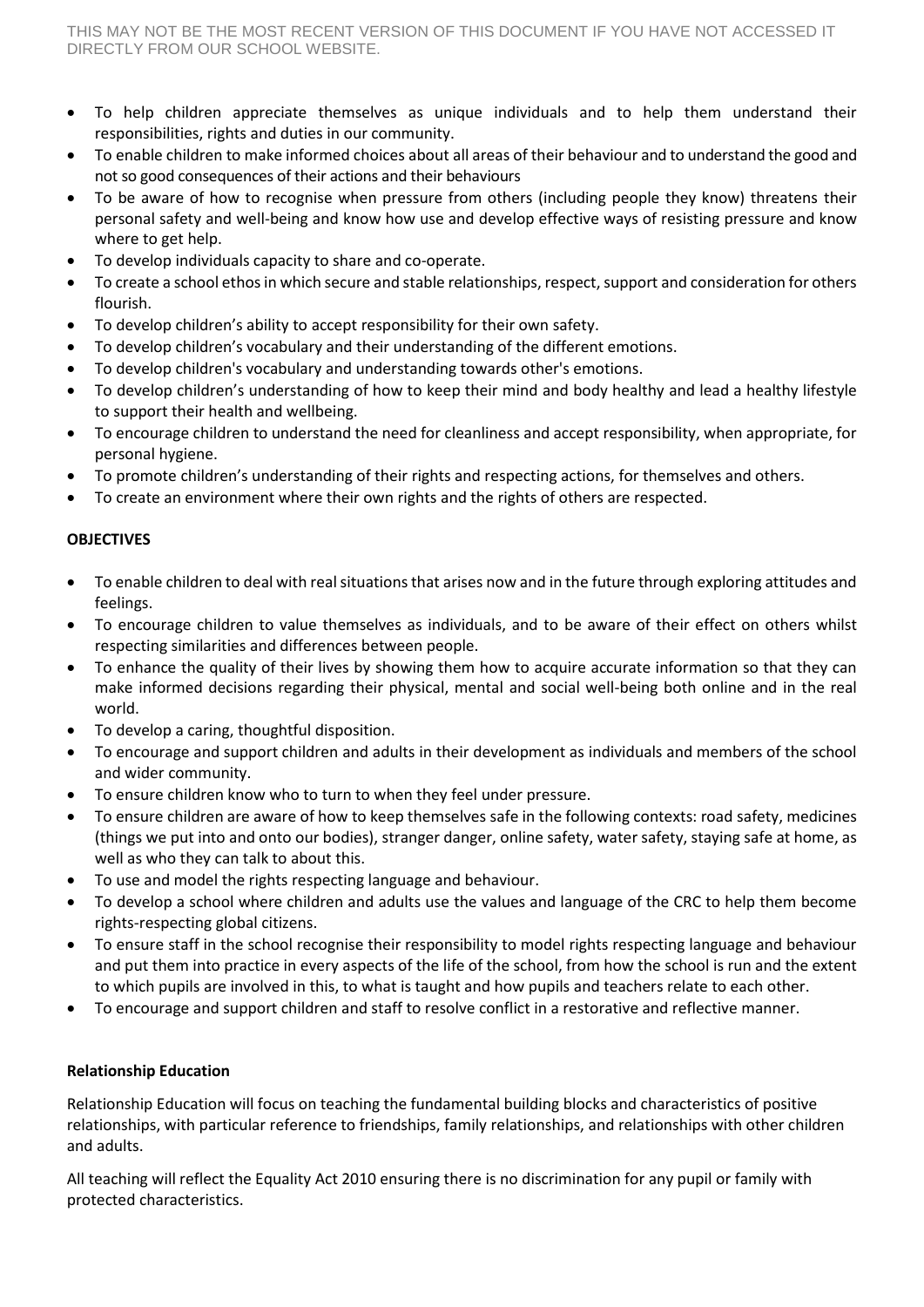- To help children appreciate themselves as unique individuals and to help them understand their responsibilities, rights and duties in our community.
- To enable children to make informed choices about all areas of their behaviour and to understand the good and not so good consequences of their actions and their behaviours
- To be aware of how to recognise when pressure from others (including people they know) threatens their personal safety and well-being and know how use and develop effective ways of resisting pressure and know where to get help.
- To develop individuals capacity to share and co-operate.
- To create a school ethos in which secure and stable relationships, respect, support and consideration for others flourish.
- To develop children's ability to accept responsibility for their own safety.
- To develop children's vocabulary and their understanding of the different emotions.
- To develop children's vocabulary and understanding towards other's emotions.
- To develop children's understanding of how to keep their mind and body healthy and lead a healthy lifestyle to support their health and wellbeing.
- To encourage children to understand the need for cleanliness and accept responsibility, when appropriate, for personal hygiene.
- To promote children's understanding of their rights and respecting actions, for themselves and others.
- To create an environment where their own rights and the rights of others are respected.

**OBJECTIVES**

- To enable children to deal with real situations that arises now and in the future through exploring attitudes and feelings.
- To encourage children to value themselves as individuals, and to be aware of their effect on others whilst respecting similarities and differences between people.
- To enhance the quality of their lives by showing them how to acquire accurate information so that they can make informed decisions regarding their physical, mental and social well-being both online and in the real world.
- To develop a caring, thoughtful disposition.
- To encourage and support children and adults in their development as individuals and members of the school and wider community.
- To ensure children know who to turn to when they feel under pressure.
- To ensure children are aware of how to keep themselves safe in the following contexts: road safety, medicines (things we put into and onto our bodies), stranger danger, online safety, water safety, staying safe at home, as well as who they can talk to about this.
- To use and model the rights respecting language and behaviour.
- To develop a school where children and adults use the values and language of the CRC to help them become rights-respecting global citizens.
- To ensure staff in the school recognise their responsibility to model rights respecting language and behaviour and put them into practice in every aspects of the life of the school, from how the school is run and the extent to which pupils are involved in this, to what is taught and how pupils and teachers relate to each other.
- To encourage and support children and staff to resolve conflict in a restorative and reflective manner.

**Relationship Education**

Relationship Education will focus on teaching the fundamental building blocks and characteristics of positive relationships, with particular reference to friendships, family relationships, and relationships with other children and adults.

All teaching will reflect the Equality Act 2010 ensuring there is no discrimination for any pupil or family with protected characteristics.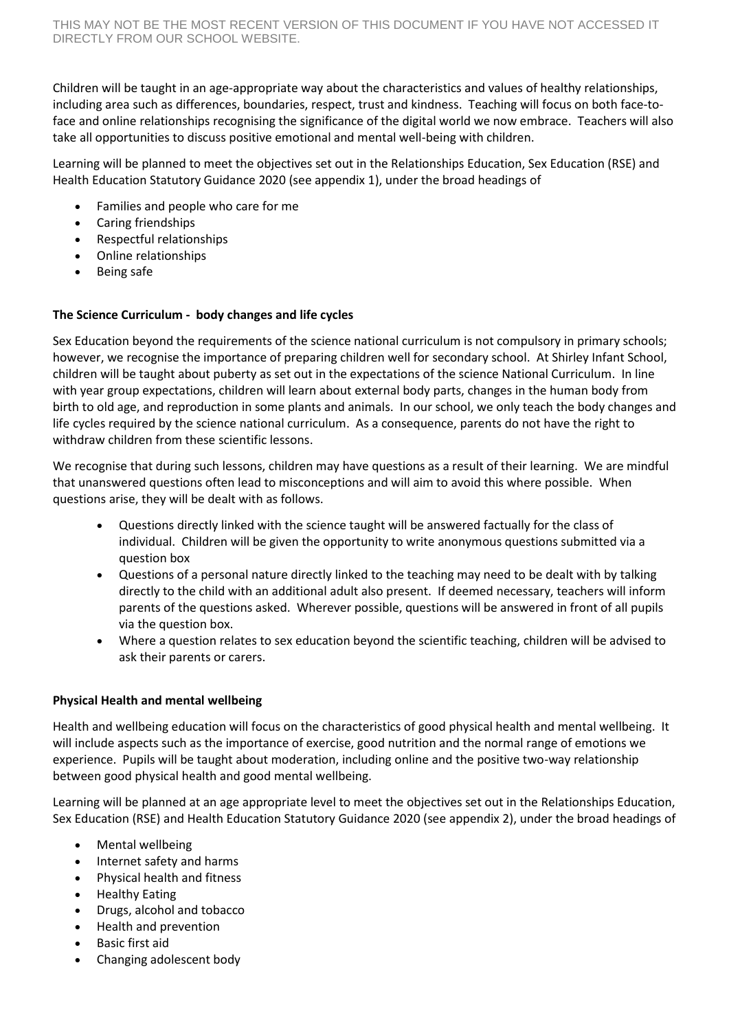Children will be taught in an age-appropriate way about the characteristics and values of healthy relationships, including area such as differences, boundaries, respect, trust and kindness. Teaching will focus on both face-to-face and online relationships recognising the significance of the digital world we now embrace. Teachers will also take all opportunities to discuss positive emotional and mental well-being with children.

Learning will be planned to meet the objectives set out in the Relationships Education, Sex Education (RSE) and Health Education Statutory Guidance 2020 (see appendix 1), under the broad headings of

- Families and people who care for me
- Caring friendships
- Respectful relationships
- Online relationships
- Being safe

**The Science Curriculum - body changes and life cycles**

Sex Education beyond the requirements of the science national curriculum is not compulsory in primary schools; however, we recognise the importance of preparing children well for secondary school. At Shirley Infant School, children will be taught about puberty as set out in the expectations of the science National Curriculum. In line with year group expectations, children will learn about external body parts, changes in the human body from birth to old age, and reproduction in some plants and animals. In our school, we only teach the body changes and life cycles required by the science national curriculum. As a consequence, parents do not have the right to withdraw children from these scientific lessons.

We recognise that during such lessons, children may have questions as a result of their learning. We are mindful that unanswered questions often lead to misconceptions and will aim to avoid this where possible. When questions arise, they will be dealt with as follows.

- Questions directly linked with the science taught will be answered factually for the class of individual. Children will be given the opportunity to write anonymous questions submitted via a question box
- Questions of a personal nature directly linked to the teaching may need to be dealt with by talking directly to the child with an additional adult also present. If deemed necessary, teachers will inform parents of the questions asked. Wherever possible, questions will be answered in front of all pupils via the question box.
- Where a question relates to sex education beyond the scientific teaching, children will be advised to ask their parents or carers.

**Physical Health and mental wellbeing**

Health and wellbeing education will focus on the characteristics of good physical health and mental wellbeing. It will include aspects such as the importance of exercise, good nutrition and the normal range of emotions we experience. Pupils will be taught about moderation, including online and the positive two-way relationship between good physical health and good mental wellbeing.

Learning will be planned at an age appropriate level to meet the objectives set out in the Relationships Education, Sex Education (RSE) and Health Education Statutory Guidance 2020 (see appendix 2), under the broad headings of

- Mental wellbeing
- Internet safety and harms
- Physical health and fitness
- Healthy Eating
- Drugs, alcohol and tobacco
- Health and prevention
- Basic first aid
- Changing adolescent body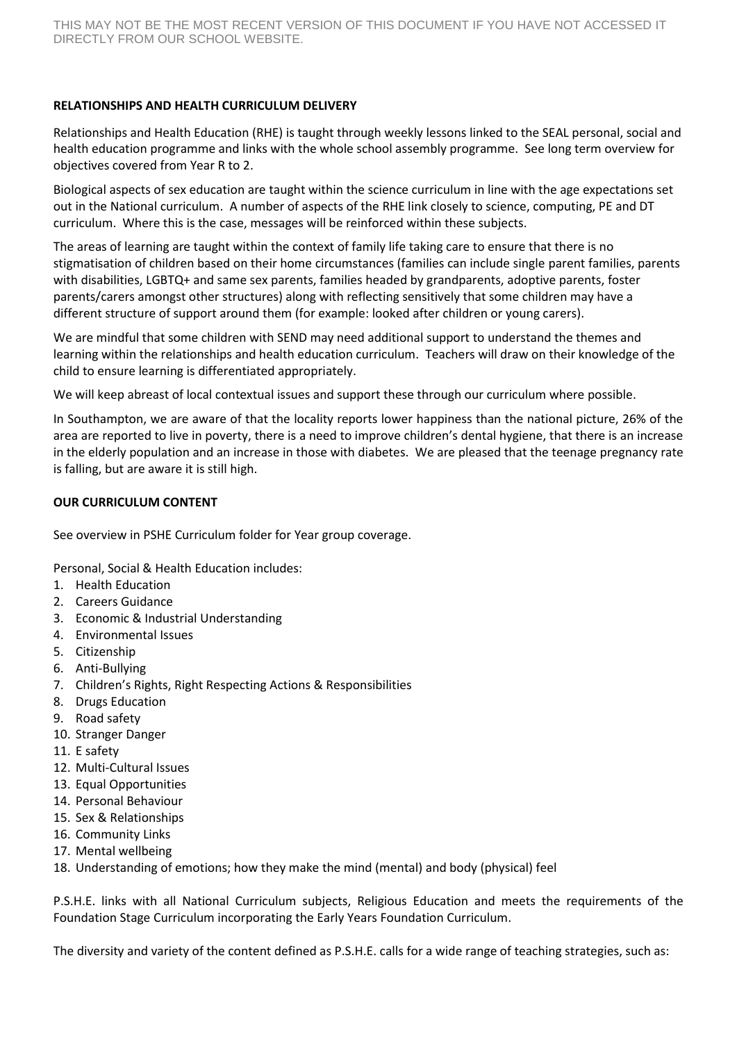## RELATIONSHIPS AND HEALTH CURRICULUM DELIVERY

Relationships and Health Education (RHE) is taught through weekly lessons linked to the SEAL personal, social and health education programme and links with the whole school assembly programme. See long term overview for objectives covered from Year R to 2.

Biological aspects of sex education are taught within the science curriculum in line with the age expectations set out in the National curriculum. A number of aspects of the RHE link closely to science, computing, PE and DT curriculum. Where this is the case, messages will be reinforced within these subjects.

The areas of learning are taught within the context of family life taking care to ensure that there is no stigmatisation of children based on their home circumstances (families can include single parent families, parents with disabilities, LGBTQ+ and same sex parents, families headed by grandparents, adoptive parents, foster parents/carers amongst other structures) along with reflecting sensitively that some children may have a different structure of support around them (for example: looked after children or young carers).

We are mindful that some children with SEND may need additional support to understand the themes and learning within the relationships and health education curriculum. Teachers will draw on their knowledge of the child to ensure learning is differentiated appropriately.

We will keep abreast of local contextual issues and support these through our curriculum where possible.

In Southampton, we are aware of that the locality reports lower happiness than the national picture, 26% of the area are reported to live in poverty, there is a need to improve children's dental hygiene, that there is an increase in the elderly population and an increase in those with diabetes. We are pleased that the teenage pregnancy rate is falling, but are aware it is still high.

## OUR CURRICULUM CONTENT

See overview in PSHE Curriculum folder for Year group coverage.

Personal, Social & Health Education includes:

1. Health Education
2. Careers Guidance
3. Economic & Industrial Understanding
4. Environmental Issues
5. Citizenship
6. Anti-Bullying
7. Children's Rights, Right Respecting Actions & Responsibilities
8. Drugs Education
9. Road safety
10. Stranger Danger
11. E safety
12. Multi-Cultural Issues
13. Equal Opportunities
14. Personal Behaviour
15. Sex & Relationships
16. Community Links
17. Mental wellbeing
18. Understanding of emotions; how they make the mind (mental) and body (physical) feel

P.S.H.E. links with all National Curriculum subjects, Religious Education and meets the requirements of the Foundation Stage Curriculum incorporating the Early Years Foundation Curriculum.

The diversity and variety of the content defined as P.S.H.E. calls for a wide range of teaching strategies, such as: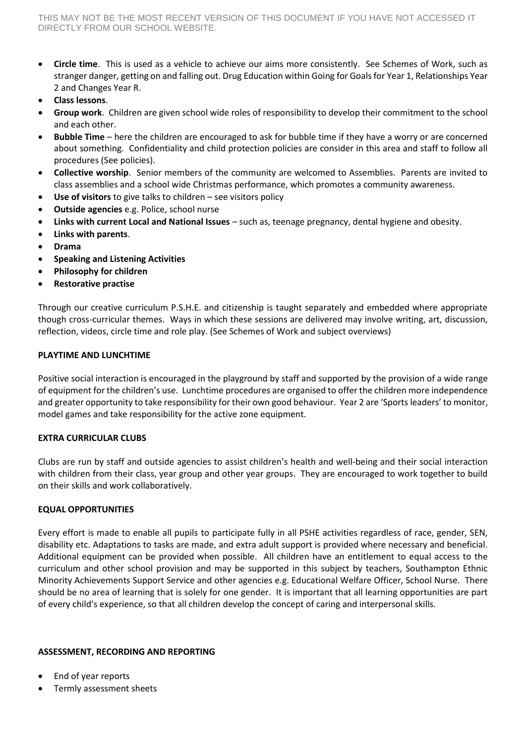- **Circle time**. This is used as a vehicle to achieve our aims more consistently. See Schemes of Work, such as stranger danger, getting on and falling out. Drug Education within Going for Goals for Year 1, Relationships Year 2 and Changes Year R.
- **Class lessons**.
- **Group work**. Children are given school wide roles of responsibility to develop their commitment to the school and each other.
- **Bubble Time** – here the children are encouraged to ask for bubble time if they have a worry or are concerned about something. Confidentiality and child protection policies are consider in this area and staff to follow all procedures (See policies).
- **Collective worship**. Senior members of the community are welcomed to Assemblies. Parents are invited to class assemblies and a school wide Christmas performance, which promotes a community awareness.
- **Use of visitors** to give talks to children – see visitors policy
- **Outside agencies** e.g. Police, school nurse
- **Links with current Local and National Issues** – such as, teenage pregnancy, dental hygiene and obesity.
- **Links with parents**.
- **Drama**
- **Speaking and Listening Activities**
- **Philosophy for children**
- **Restorative practise**

Through our creative curriculum P.S.H.E. and citizenship is taught separately and embedded where appropriate though cross-curricular themes. Ways in which these sessions are delivered may involve writing, art, discussion, reflection, videos, circle time and role play. (See Schemes of Work and subject overviews)

**PLAYTIME AND LUNCHTIME**

Positive social interaction is encouraged in the playground by staff and supported by the provision of a wide range of equipment for the children's use. Lunchtime procedures are organised to offer the children more independence and greater opportunity to take responsibility for their own good behaviour. Year 2 are 'Sports leaders' to monitor, model games and take responsibility for the active zone equipment.

**EXTRA CURRICULAR CLUBS**

Clubs are run by staff and outside agencies to assist children's health and well-being and their social interaction with children from their class, year group and other year groups. They are encouraged to work together to build on their skills and work collaboratively.

**EQUAL OPPORTUNITIES**

Every effort is made to enable all pupils to participate fully in all PSHE activities regardless of race, gender, SEN, disability etc. Adaptations to tasks are made, and extra adult support is provided where necessary and beneficial. Additional equipment can be provided when possible. All children have an entitlement to equal access to the curriculum and other school provision and may be supported in this subject by teachers, Southampton Ethnic Minority Achievements Support Service and other agencies e.g. Educational Welfare Officer, School Nurse. There should be no area of learning that is solely for one gender. It is important that all learning opportunities are part of every child's experience, so that all children develop the concept of caring and interpersonal skills.

**ASSESSMENT, RECORDING AND REPORTING**

- End of year reports
- Termly assessment sheets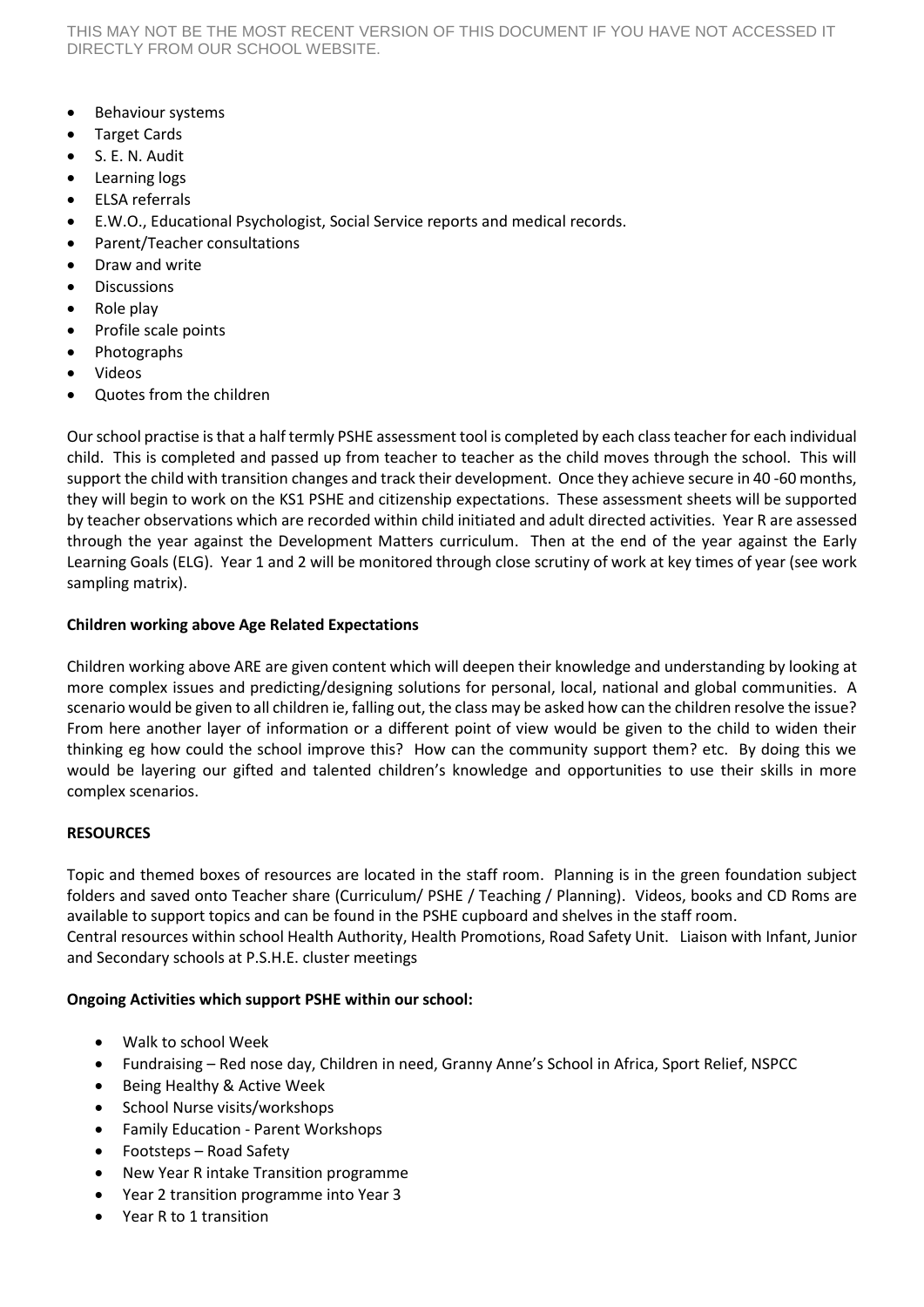- Behaviour systems
- Target Cards
- S. E. N. Audit
- Learning logs
- ELSA referrals
- E.W.O., Educational Psychologist, Social Service reports and medical records.
- Parent/Teacher consultations
- Draw and write
- Discussions
- Role play
- Profile scale points
- Photographs
- Videos
- Quotes from the children

Our school practise is that a half termly PSHE assessment tool is completed by each class teacher for each individual child. This is completed and passed up from teacher to teacher as the child moves through the school. This will support the child with transition changes and track their development. Once they achieve secure in 40 -60 months, they will begin to work on the KS1 PSHE and citizenship expectations. These assessment sheets will be supported by teacher observations which are recorded within child initiated and adult directed activities. Year R are assessed through the year against the Development Matters curriculum. Then at the end of the year against the Early Learning Goals (ELG). Year 1 and 2 will be monitored through close scrutiny of work at key times of year (see work sampling matrix).

**Children working above Age Related Expectations**

Children working above ARE are given content which will deepen their knowledge and understanding by looking at more complex issues and predicting/designing solutions for personal, local, national and global communities. A scenario would be given to all children ie, falling out, the class may be asked how can the children resolve the issue? From here another layer of information or a different point of view would be given to the child to widen their thinking eg how could the school improve this? How can the community support them? etc. By doing this we would be layering our gifted and talented children's knowledge and opportunities to use their skills in more complex scenarios.

**RESOURCES**

Topic and themed boxes of resources are located in the staff room. Planning is in the green foundation subject folders and saved onto Teacher share (Curriculum/ PSHE / Teaching / Planning). Videos, books and CD Roms are available to support topics and can be found in the PSHE cupboard and shelves in the staff room.
Central resources within school Health Authority, Health Promotions, Road Safety Unit. Liaison with Infant, Junior and Secondary schools at P.S.H.E. cluster meetings

**Ongoing Activities which support PSHE within our school:**

- Walk to school Week
- Fundraising – Red nose day, Children in need, Granny Anne's School in Africa, Sport Relief, NSPCC
- Being Healthy & Active Week
- School Nurse visits/workshops
- Family Education - Parent Workshops
- Footsteps – Road Safety
- New Year R intake Transition programme
- Year 2 transition programme into Year 3
- Year R to 1 transition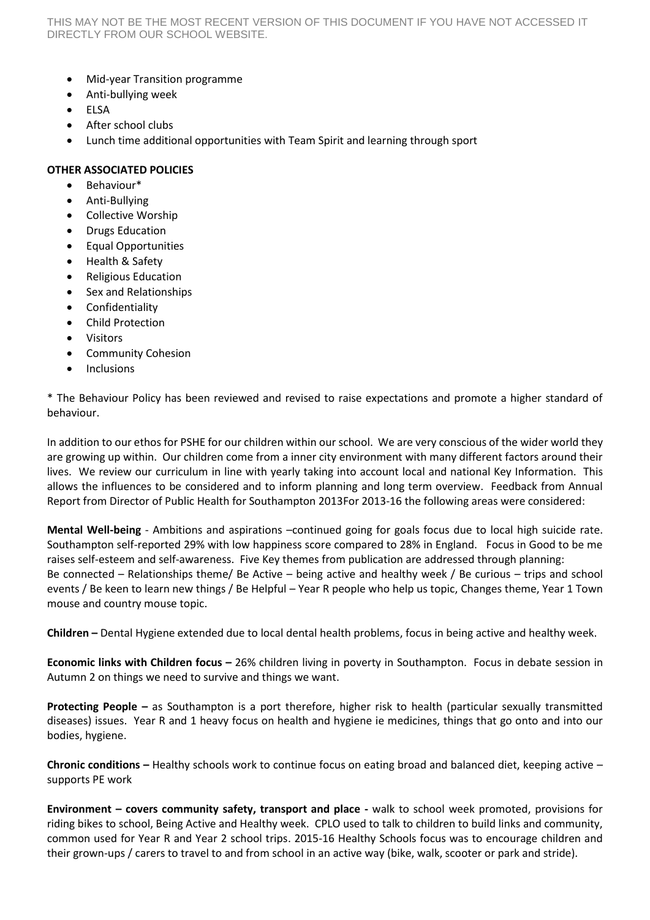- Mid-year Transition programme
- Anti-bullying week
- ELSA
- After school clubs
- Lunch time additional opportunities with Team Spirit and learning through sport

**OTHER ASSOCIATED POLICIES**

- Behaviour*
- Anti-Bullying
- Collective Worship
- Drugs Education
- Equal Opportunities
- Health & Safety
- Religious Education
- Sex and Relationships
- Confidentiality
- Child Protection
- Visitors
- Community Cohesion
- Inclusions

* The Behaviour Policy has been reviewed and revised to raise expectations and promote a higher standard of behaviour.

In addition to our ethos for PSHE for our children within our school. We are very conscious of the wider world they are growing up within. Our children come from a inner city environment with many different factors around their lives. We review our curriculum in line with yearly taking into account local and national Key Information. This allows the influences to be considered and to inform planning and long term overview. Feedback from Annual Report from Director of Public Health for Southampton 2013For 2013-16 the following areas were considered:

**Mental Well-being** - Ambitions and aspirations –continued going for goals focus due to local high suicide rate. Southampton self-reported 29% with low happiness score compared to 28% in England. Focus in Good to be me raises self-esteem and self-awareness. Five Key themes from publication are addressed through planning:
Be connected – Relationships theme/ Be Active – being active and healthy week / Be curious – trips and school events / Be keen to learn new things / Be Helpful – Year R people who help us topic, Changes theme, Year 1 Town mouse and country mouse topic.

**Children –** Dental Hygiene extended due to local dental health problems, focus in being active and healthy week.

**Economic links with Children focus –** 26% children living in poverty in Southampton. Focus in debate session in Autumn 2 on things we need to survive and things we want.

**Protecting People –** as Southampton is a port therefore, higher risk to health (particular sexually transmitted diseases) issues. Year R and 1 heavy focus on health and hygiene ie medicines, things that go onto and into our bodies, hygiene.

**Chronic conditions –** Healthy schools work to continue focus on eating broad and balanced diet, keeping active – supports PE work

**Environment – covers community safety, transport and place -** walk to school week promoted, provisions for riding bikes to school, Being Active and Healthy week. CPLO used to talk to children to build links and community, common used for Year R and Year 2 school trips. 2015-16 Healthy Schools focus was to encourage children and their grown-ups / carers to travel to and from school in an active way (bike, walk, scooter or park and stride).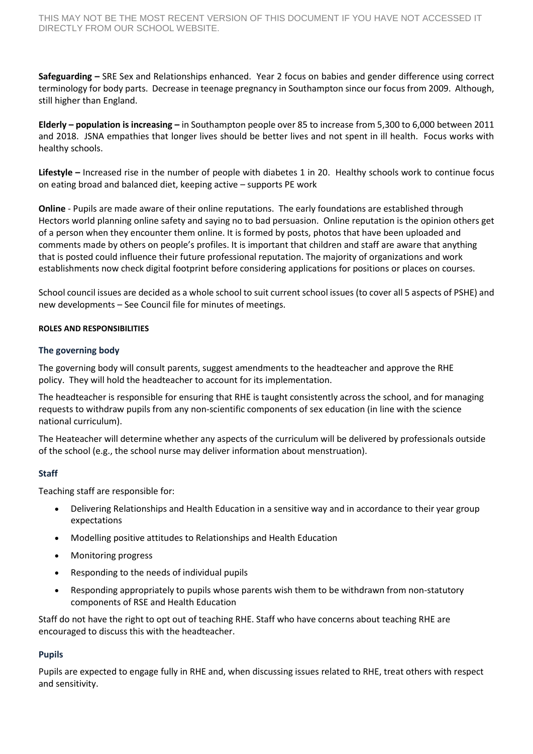**Safeguarding –** SRE Sex and Relationships enhanced. Year 2 focus on babies and gender difference using correct terminology for body parts. Decrease in teenage pregnancy in Southampton since our focus from 2009. Although, still higher than England.

**Elderly – population is increasing –** in Southampton people over 85 to increase from 5,300 to 6,000 between 2011 and 2018. JSNA empathies that longer lives should be better lives and not spent in ill health. Focus works with healthy schools.

**Lifestyle –** Increased rise in the number of people with diabetes 1 in 20. Healthy schools work to continue focus on eating broad and balanced diet, keeping active – supports PE work

**Online** - Pupils are made aware of their online reputations. The early foundations are established through Hectors world planning online safety and saying no to bad persuasion. Online reputation is the opinion others get of a person when they encounter them online. It is formed by posts, photos that have been uploaded and comments made by others on people's profiles. It is important that children and staff are aware that anything that is posted could influence their future professional reputation. The majority of organizations and work establishments now check digital footprint before considering applications for positions or places on courses.

School council issues are decided as a whole school to suit current school issues (to cover all 5 aspects of PSHE) and new developments – See Council file for minutes of meetings.

#### ROLES AND RESPONSIBILITIES

### The governing body

The governing body will consult parents, suggest amendments to the headteacher and approve the RHE policy. They will hold the headteacher to account for its implementation.

The headteacher is responsible for ensuring that RHE is taught consistently across the school, and for managing requests to withdraw pupils from any non-scientific components of sex education (in line with the science national curriculum).

The Heateacher will determine whether any aspects of the curriculum will be delivered by professionals outside of the school (e.g., the school nurse may deliver information about menstruation).

### Staff

Teaching staff are responsible for:

- Delivering Relationships and Health Education in a sensitive way and in accordance to their year group expectations
- Modelling positive attitudes to Relationships and Health Education
- Monitoring progress
- Responding to the needs of individual pupils
- Responding appropriately to pupils whose parents wish them to be withdrawn from non-statutory components of RSE and Health Education

Staff do not have the right to opt out of teaching RHE. Staff who have concerns about teaching RHE are encouraged to discuss this with the headteacher.

### Pupils

Pupils are expected to engage fully in RHE and, when discussing issues related to RHE, treat others with respect and sensitivity.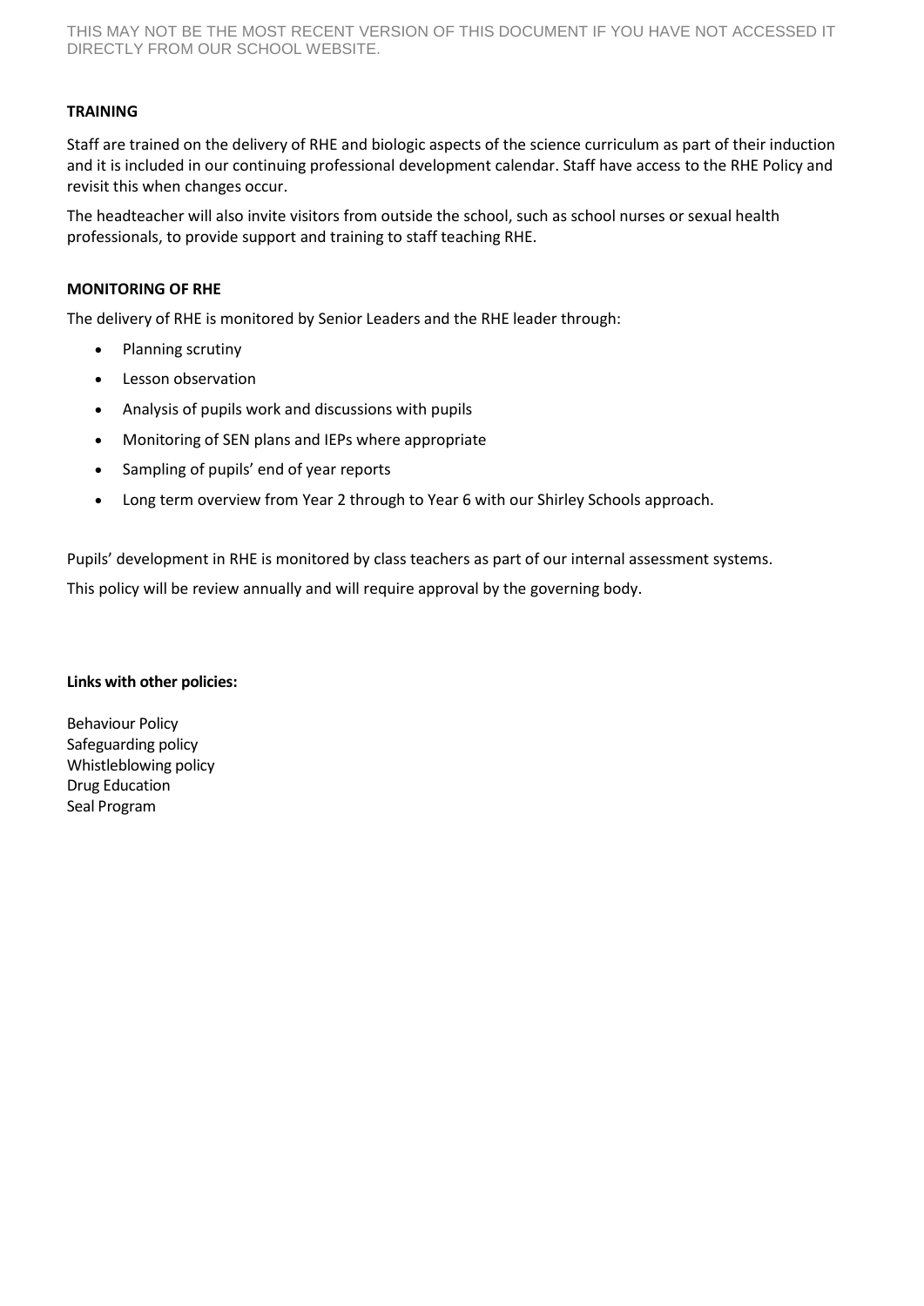## TRAINING

Staff are trained on the delivery of RHE and biologic aspects of the science curriculum as part of their induction and it is included in our continuing professional development calendar. Staff have access to the RHE Policy and revisit this when changes occur.

The headteacher will also invite visitors from outside the school, such as school nurses or sexual health professionals, to provide support and training to staff teaching RHE.

## MONITORING OF RHE

The delivery of RHE is monitored by Senior Leaders and the RHE leader through:

- Planning scrutiny
- Lesson observation
- Analysis of pupils work and discussions with pupils
- Monitoring of SEN plans and IEPs where appropriate
- Sampling of pupils' end of year reports
- Long term overview from Year 2 through to Year 6 with our Shirley Schools approach.

Pupils' development in RHE is monitored by class teachers as part of our internal assessment systems.

This policy will be review annually and will require approval by the governing body.

**Links with other policies:**

Behaviour Policy
Safeguarding policy
Whistleblowing policy
Drug Education
Seal Program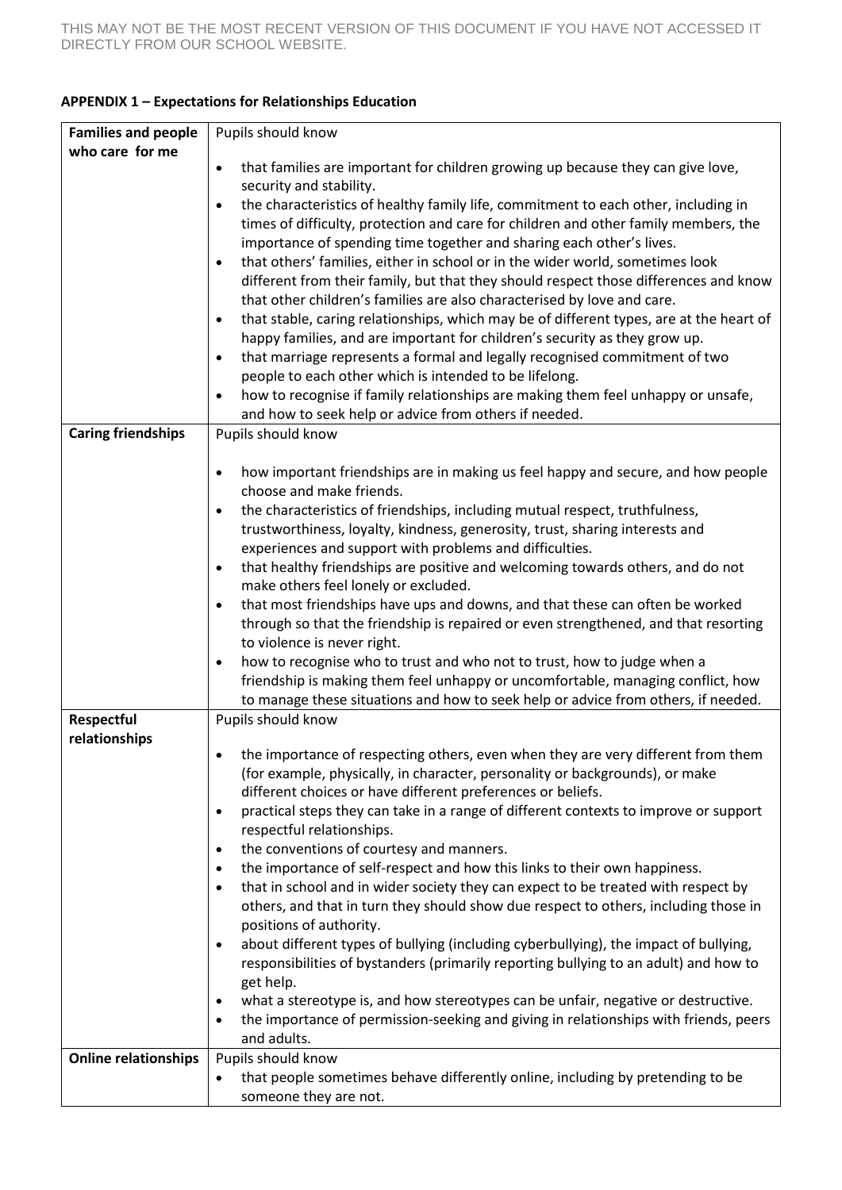THIS MAY NOT BE THE MOST RECENT VERSION OF THIS DOCUMENT IF YOU HAVE NOT ACCESSED IT DIRECTLY FROM OUR SCHOOL WEBSITE.

**APPENDIX 1 – Expectations for Relationships Education**

| | |
|---|---|
| **Families and people who care for me** | Pupils should know<br>• that families are important for children growing up because they can give love, security and stability.<br>• the characteristics of healthy family life, commitment to each other, including in times of difficulty, protection and care for children and other family members, the importance of spending time together and sharing each other's lives.<br>• that others' families, either in school or in the wider world, sometimes look different from their family, but that they should respect those differences and know that other children's families are also characterised by love and care.<br>• that stable, caring relationships, which may be of different types, are at the heart of happy families, and are important for children's security as they grow up.<br>• that marriage represents a formal and legally recognised commitment of two people to each other which is intended to be lifelong.<br>• how to recognise if family relationships are making them feel unhappy or unsafe, and how to seek help or advice from others if needed. |
| **Caring friendships** | Pupils should know<br>• how important friendships are in making us feel happy and secure, and how people choose and make friends.<br>• the characteristics of friendships, including mutual respect, truthfulness, trustworthiness, loyalty, kindness, generosity, trust, sharing interests and experiences and support with problems and difficulties.<br>• that healthy friendships are positive and welcoming towards others, and do not make others feel lonely or excluded.<br>• that most friendships have ups and downs, and that these can often be worked through so that the friendship is repaired or even strengthened, and that resorting to violence is never right.<br>• how to recognise who to trust and who not to trust, how to judge when a friendship is making them feel unhappy or uncomfortable, managing conflict, how to manage these situations and how to seek help or advice from others, if needed. |
| **Respectful relationships** | Pupils should know<br>• the importance of respecting others, even when they are very different from them (for example, physically, in character, personality or backgrounds), or make different choices or have different preferences or beliefs.<br>• practical steps they can take in a range of different contexts to improve or support respectful relationships.<br>• the conventions of courtesy and manners.<br>• the importance of self-respect and how this links to their own happiness.<br>• that in school and in wider society they can expect to be treated with respect by others, and that in turn they should show due respect to others, including those in positions of authority.<br>• about different types of bullying (including cyberbullying), the impact of bullying, responsibilities of bystanders (primarily reporting bullying to an adult) and how to get help.<br>• what a stereotype is, and how stereotypes can be unfair, negative or destructive.<br>• the importance of permission-seeking and giving in relationships with friends, peers and adults. |
| **Online relationships** | Pupils should know<br>• that people sometimes behave differently online, including by pretending to be someone they are not. |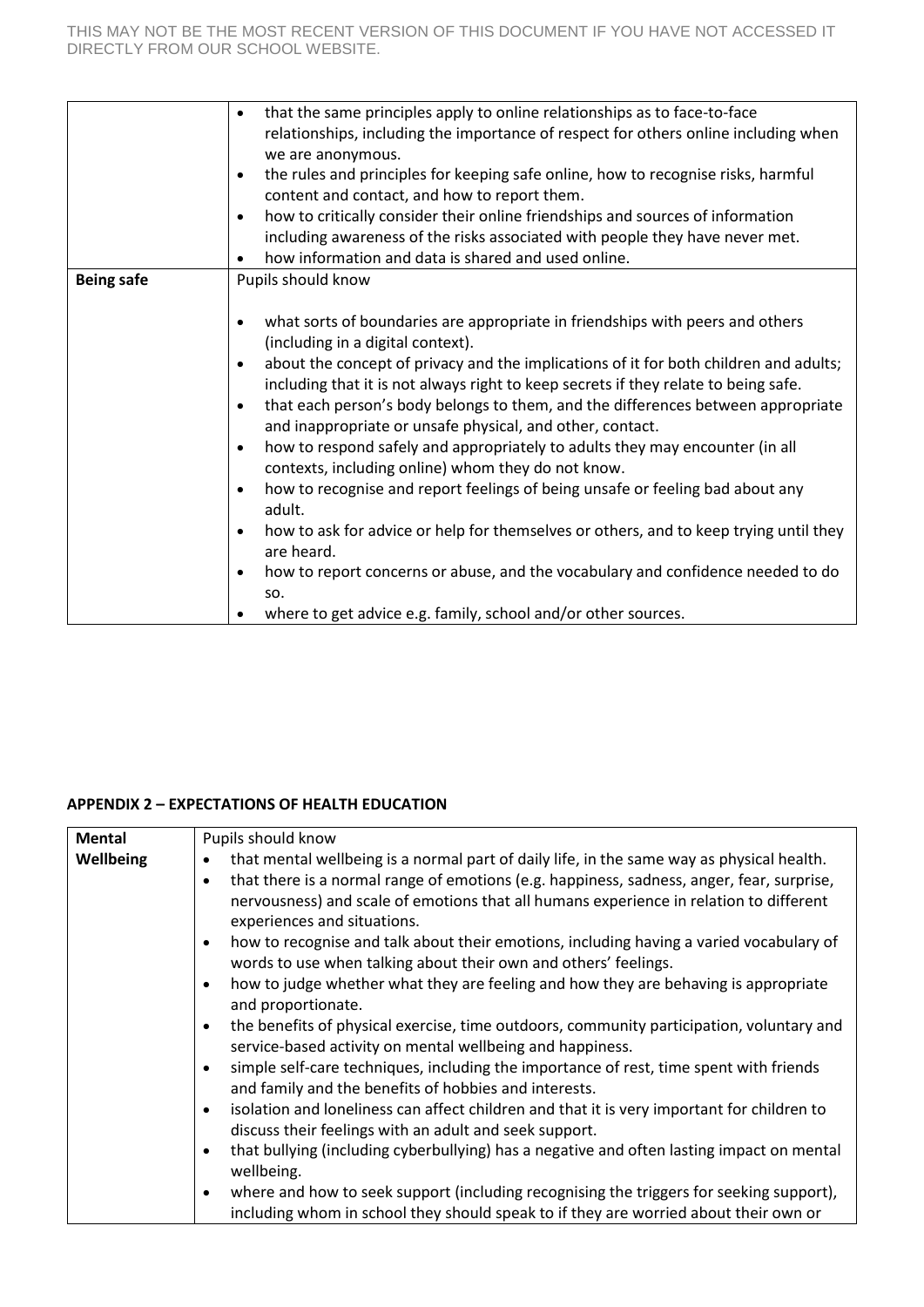| | |
|---|---|
| | • that the same principles apply to online relationships as to face-to-face relationships, including the importance of respect for others online including when we are anonymous.<br>• the rules and principles for keeping safe online, how to recognise risks, harmful content and contact, and how to report them.<br>• how to critically consider their online friendships and sources of information including awareness of the risks associated with people they have never met.<br>• how information and data is shared and used online. |
| **Being safe** | Pupils should know<br><br>• what sorts of boundaries are appropriate in friendships with peers and others (including in a digital context).<br>• about the concept of privacy and the implications of it for both children and adults; including that it is not always right to keep secrets if they relate to being safe.<br>• that each person's body belongs to them, and the differences between appropriate and inappropriate or unsafe physical, and other, contact.<br>• how to respond safely and appropriately to adults they may encounter (in all contexts, including online) whom they do not know.<br>• how to recognise and report feelings of being unsafe or feeling bad about any adult.<br>• how to ask for advice or help for themselves or others, and to keep trying until they are heard.<br>• how to report concerns or abuse, and the vocabulary and confidence needed to do so.<br>• where to get advice e.g. family, school and/or other sources. |

**APPENDIX 2 – EXPECTATIONS OF HEALTH EDUCATION**

| | |
|---|---|
| **Mental Wellbeing** | Pupils should know<br>• that mental wellbeing is a normal part of daily life, in the same way as physical health.<br>• that there is a normal range of emotions (e.g. happiness, sadness, anger, fear, surprise, nervousness) and scale of emotions that all humans experience in relation to different experiences and situations.<br>• how to recognise and talk about their emotions, including having a varied vocabulary of words to use when talking about their own and others' feelings.<br>• how to judge whether what they are feeling and how they are behaving is appropriate and proportionate.<br>• the benefits of physical exercise, time outdoors, community participation, voluntary and service-based activity on mental wellbeing and happiness.<br>• simple self-care techniques, including the importance of rest, time spent with friends and family and the benefits of hobbies and interests.<br>• isolation and loneliness can affect children and that it is very important for children to discuss their feelings with an adult and seek support.<br>• that bullying (including cyberbullying) has a negative and often lasting impact on mental wellbeing.<br>• where and how to seek support (including recognising the triggers for seeking support), including whom in school they should speak to if they are worried about their own or |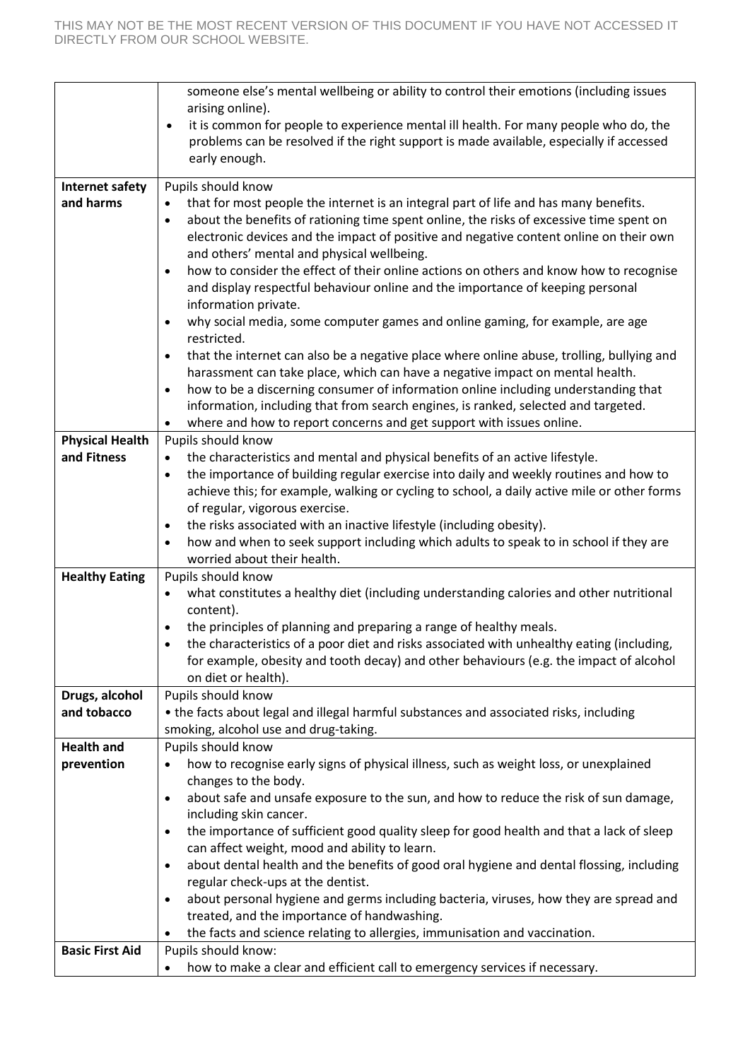| | |
|---|---|
| | someone else's mental wellbeing or ability to control their emotions (including issues arising online).<br>• it is common for people to experience mental ill health. For many people who do, the problems can be resolved if the right support is made available, especially if accessed early enough. |
| **Internet safety and harms** | Pupils should know<br>• that for most people the internet is an integral part of life and has many benefits.<br>• about the benefits of rationing time spent online, the risks of excessive time spent on electronic devices and the impact of positive and negative content online on their own and others' mental and physical wellbeing.<br>• how to consider the effect of their online actions on others and know how to recognise and display respectful behaviour online and the importance of keeping personal information private.<br>• why social media, some computer games and online gaming, for example, are age restricted.<br>• that the internet can also be a negative place where online abuse, trolling, bullying and harassment can take place, which can have a negative impact on mental health.<br>• how to be a discerning consumer of information online including understanding that information, including that from search engines, is ranked, selected and targeted.<br>• where and how to report concerns and get support with issues online. |
| **Physical Health and Fitness** | Pupils should know<br>• the characteristics and mental and physical benefits of an active lifestyle.<br>• the importance of building regular exercise into daily and weekly routines and how to achieve this; for example, walking or cycling to school, a daily active mile or other forms of regular, vigorous exercise.<br>• the risks associated with an inactive lifestyle (including obesity).<br>• how and when to seek support including which adults to speak to in school if they are worried about their health. |
| **Healthy Eating** | Pupils should know<br>• what constitutes a healthy diet (including understanding calories and other nutritional content).<br>• the principles of planning and preparing a range of healthy meals.<br>• the characteristics of a poor diet and risks associated with unhealthy eating (including, for example, obesity and tooth decay) and other behaviours (e.g. the impact of alcohol on diet or health). |
| **Drugs, alcohol and tobacco** | Pupils should know<br>• the facts about legal and illegal harmful substances and associated risks, including smoking, alcohol use and drug-taking. |
| **Health and prevention** | Pupils should know<br>• how to recognise early signs of physical illness, such as weight loss, or unexplained changes to the body.<br>• about safe and unsafe exposure to the sun, and how to reduce the risk of sun damage, including skin cancer.<br>• the importance of sufficient good quality sleep for good health and that a lack of sleep can affect weight, mood and ability to learn.<br>• about dental health and the benefits of good oral hygiene and dental flossing, including regular check-ups at the dentist.<br>• about personal hygiene and germs including bacteria, viruses, how they are spread and treated, and the importance of handwashing.<br>• the facts and science relating to allergies, immunisation and vaccination. |
| **Basic First Aid** | Pupils should know:<br>• how to make a clear and efficient call to emergency services if necessary. |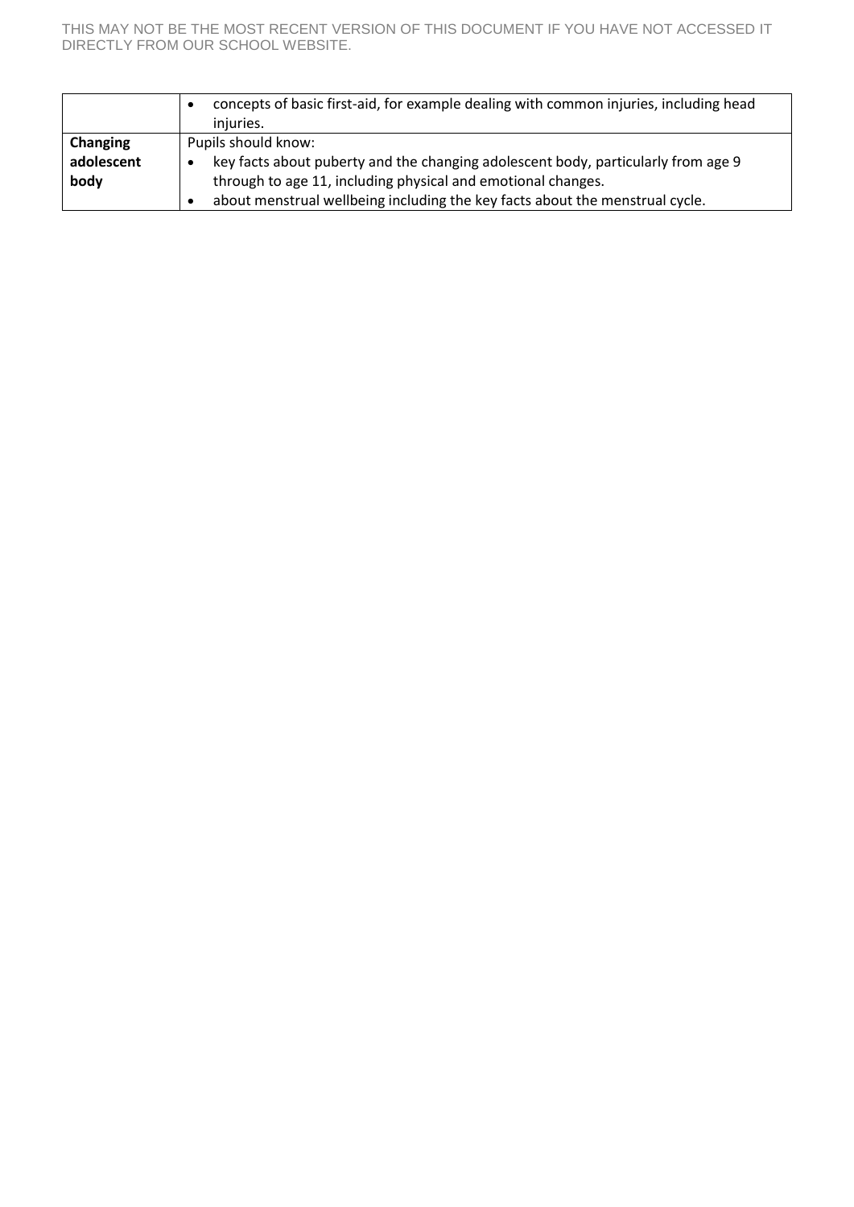| | |
|---|---|
| | • concepts of basic first-aid, for example dealing with common injuries, including head injuries. |
| **Changing adolescent body** | Pupils should know:<br>• key facts about puberty and the changing adolescent body, particularly from age 9 through to age 11, including physical and emotional changes.<br>• about menstrual wellbeing including the key facts about the menstrual cycle. |